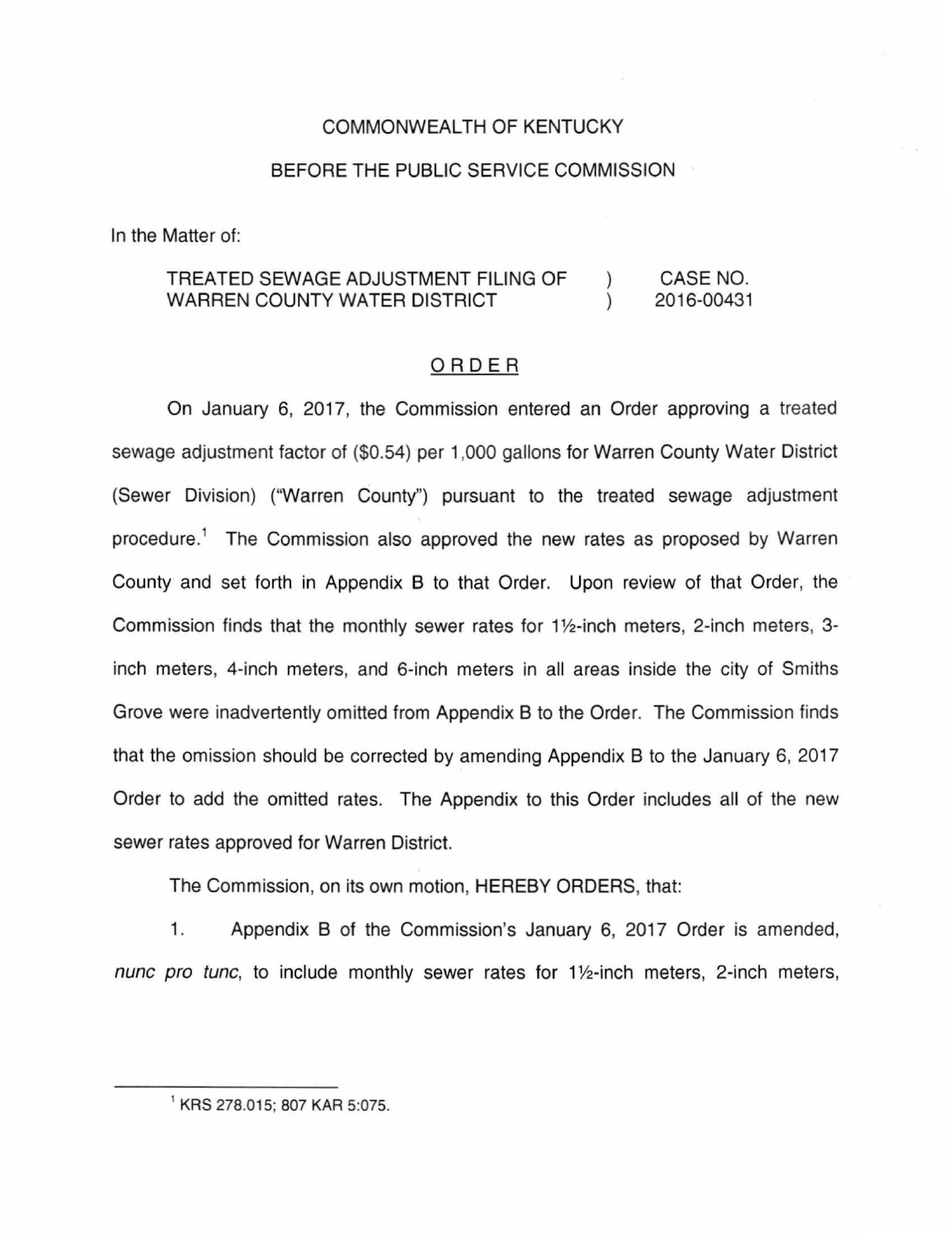COMMONWEALTH OF KENTUCKY

BEFORE THE PUBLIC SERVICE COMMISSION

In the Matter of:

| | | |
|---|---|---|
| TREATED SEWAGE ADJUSTMENT FILING OF WARREN COUNTY WATER DISTRICT | ) ) | CASE NO. 2016-00431 |

ORDER

On January 6, 2017, the Commission entered an Order approving a treated sewage adjustment factor of ($0.54) per 1,000 gallons for Warren County Water District (Sewer Division) ("Warren County") pursuant to the treated sewage adjustment procedure.[1] The Commission also approved the new rates as proposed by Warren County and set forth in Appendix B to that Order. Upon review of that Order, the Commission finds that the monthly sewer rates for 1½-inch meters, 2-inch meters, 3-inch meters, 4-inch meters, and 6-inch meters in all areas inside the city of Smiths Grove were inadvertently omitted from Appendix B to the Order. The Commission finds that the omission should be corrected by amending Appendix B to the January 6, 2017 Order to add the omitted rates. The Appendix to this Order includes all of the new sewer rates approved for Warren District.

The Commission, on its own motion, HEREBY ORDERS, that:

1. Appendix B of the Commission's January 6, 2017 Order is amended, *nunc pro tunc*, to include monthly sewer rates for 1½-inch meters, 2-inch meters,

[1] KRS 278.015; 807 KAR 5:075.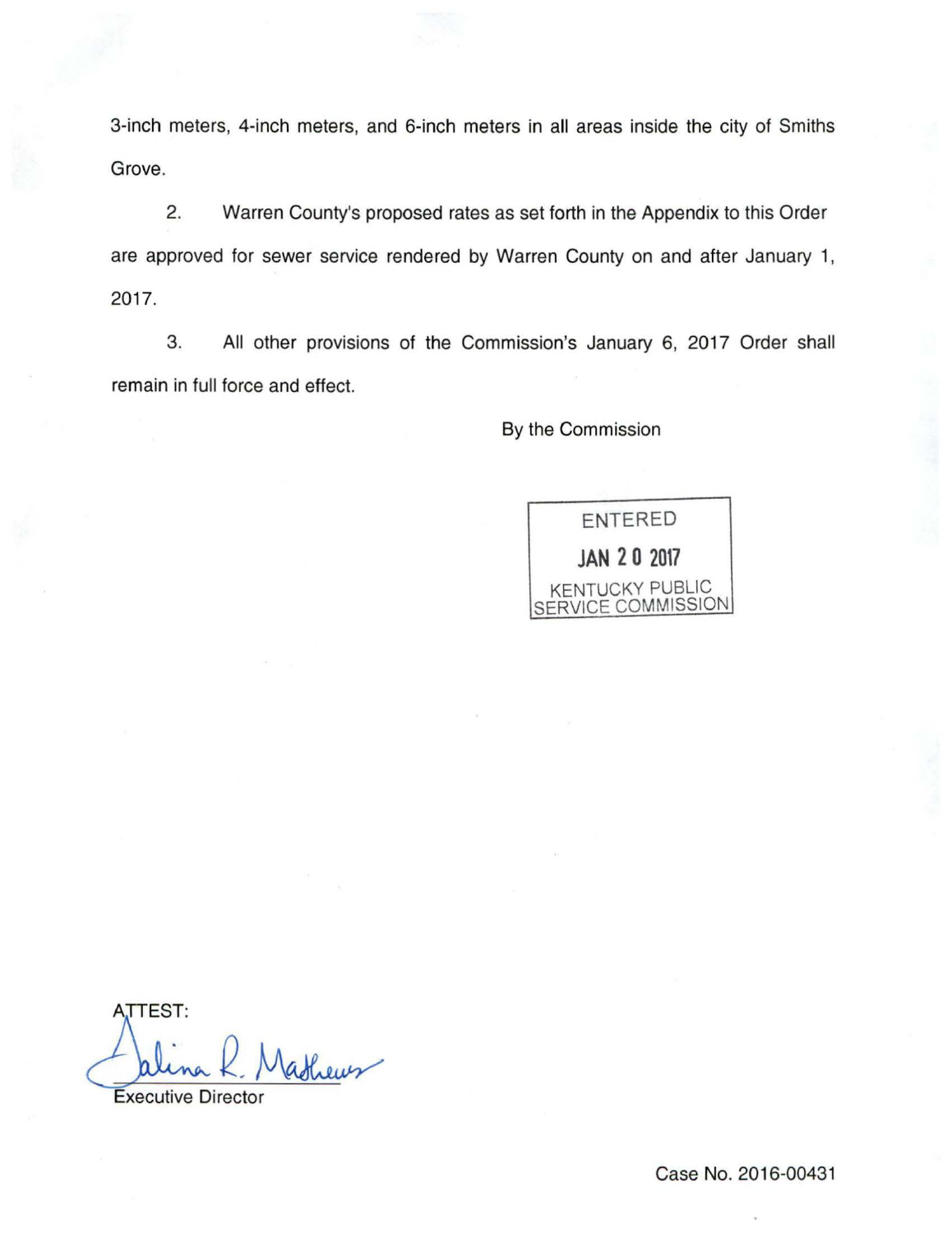3-inch meters, 4-inch meters, and 6-inch meters in all areas inside the city of Smiths Grove.

2. Warren County's proposed rates as set forth in the Appendix to this Order are approved for sewer service rendered by Warren County on and after January 1, 2017.

3. All other provisions of the Commission's January 6, 2017 Order shall remain in full force and effect.

By the Commission

ENTERED
JAN 20 2017
KENTUCKY PUBLIC SERVICE COMMISSION

ATTEST:

Executive Director

Case No. 2016-00431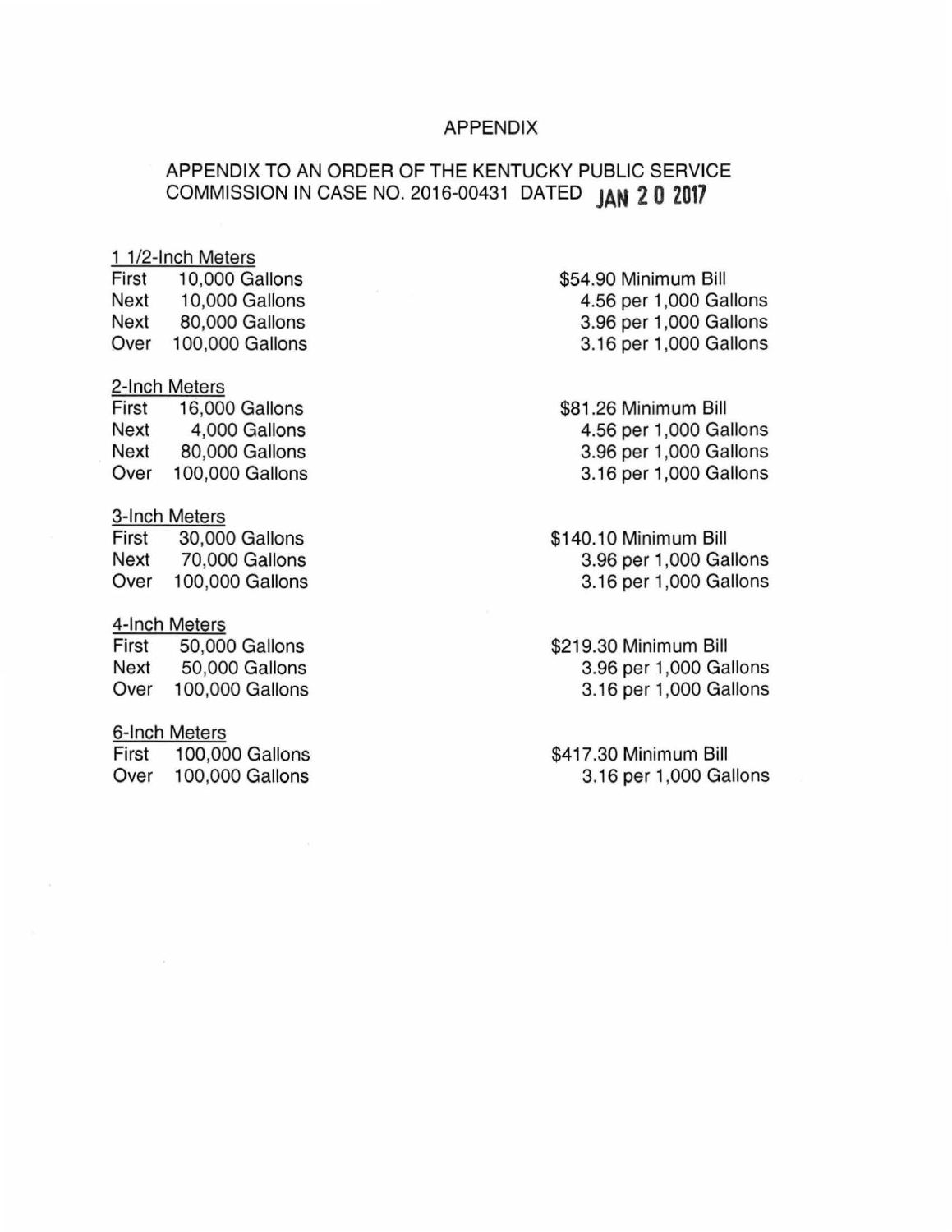APPENDIX

APPENDIX TO AN ORDER OF THE KENTUCKY PUBLIC SERVICE COMMISSION IN CASE NO. 2016-00431 DATED JAN 20 2017

1 1/2-Inch Meters

| | | |
|---|---|---|
| First | 10,000 Gallons | $54.90 Minimum Bill |
| Next | 10,000 Gallons | 4.56 per 1,000 Gallons |
| Next | 80,000 Gallons | 3.96 per 1,000 Gallons |
| Over | 100,000 Gallons | 3.16 per 1,000 Gallons |

2-Inch Meters

| | | |
|---|---|---|
| First | 16,000 Gallons | $81.26 Minimum Bill |
| Next | 4,000 Gallons | 4.56 per 1,000 Gallons |
| Next | 80,000 Gallons | 3.96 per 1,000 Gallons |
| Over | 100,000 Gallons | 3.16 per 1,000 Gallons |

3-Inch Meters

| | | |
|---|---|---|
| First | 30,000 Gallons | $140.10 Minimum Bill |
| Next | 70,000 Gallons | 3.96 per 1,000 Gallons |
| Over | 100,000 Gallons | 3.16 per 1,000 Gallons |

4-Inch Meters

| | | |
|---|---|---|
| First | 50,000 Gallons | $219.30 Minimum Bill |
| Next | 50,000 Gallons | 3.96 per 1,000 Gallons |
| Over | 100,000 Gallons | 3.16 per 1,000 Gallons |

6-Inch Meters

| | | |
|---|---|---|
| First | 100,000 Gallons | $417.30 Minimum Bill |
| Over | 100,000 Gallons | 3.16 per 1,000 Gallons |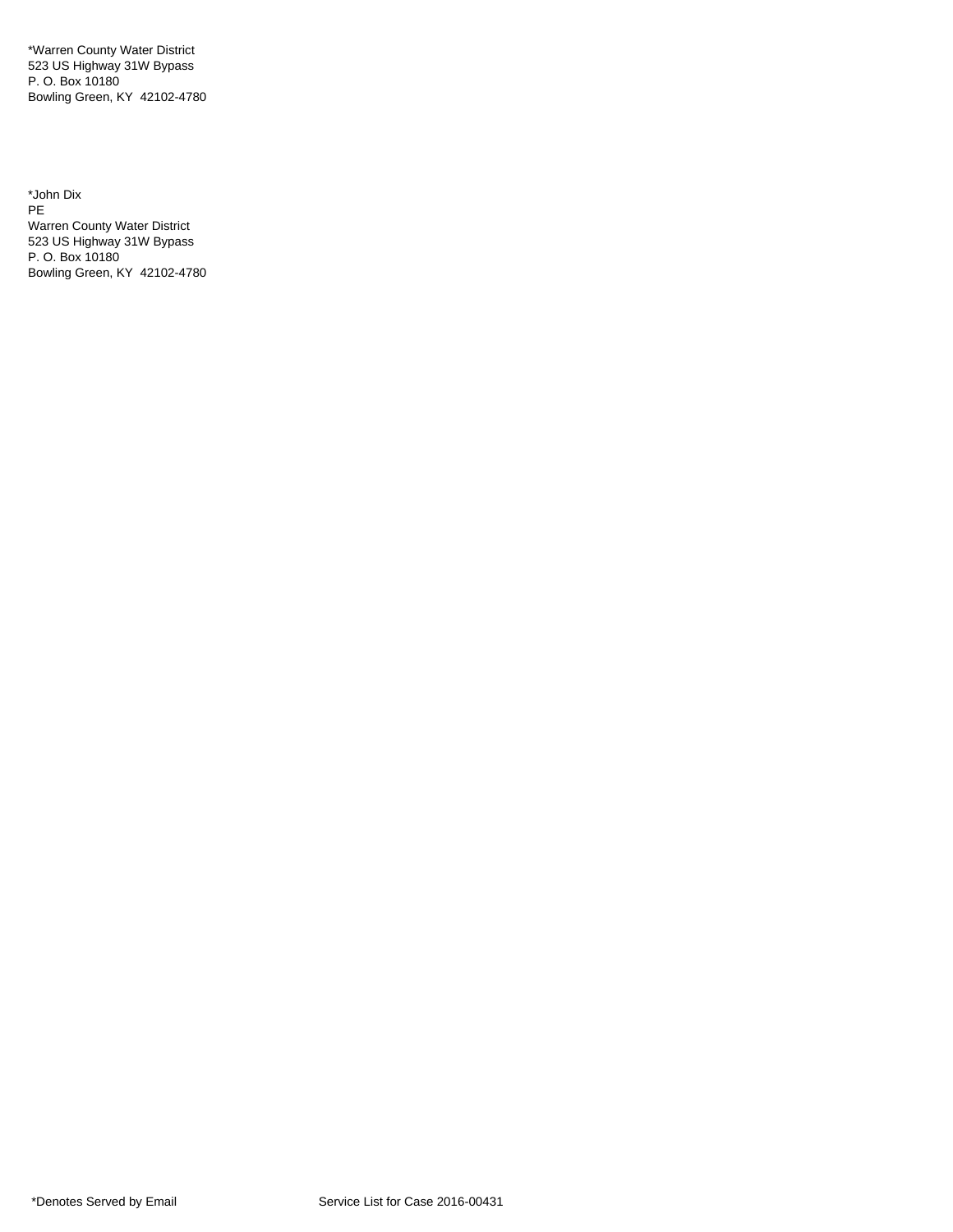*Warren County Water District
523 US Highway 31W Bypass
P. O. Box 10180
Bowling Green, KY  42102-4780

*John Dix
PE
Warren County Water District
523 US Highway 31W Bypass
P. O. Box 10180
Bowling Green, KY  42102-4780

*Denotes Served by Email

Service List for Case 2016-00431